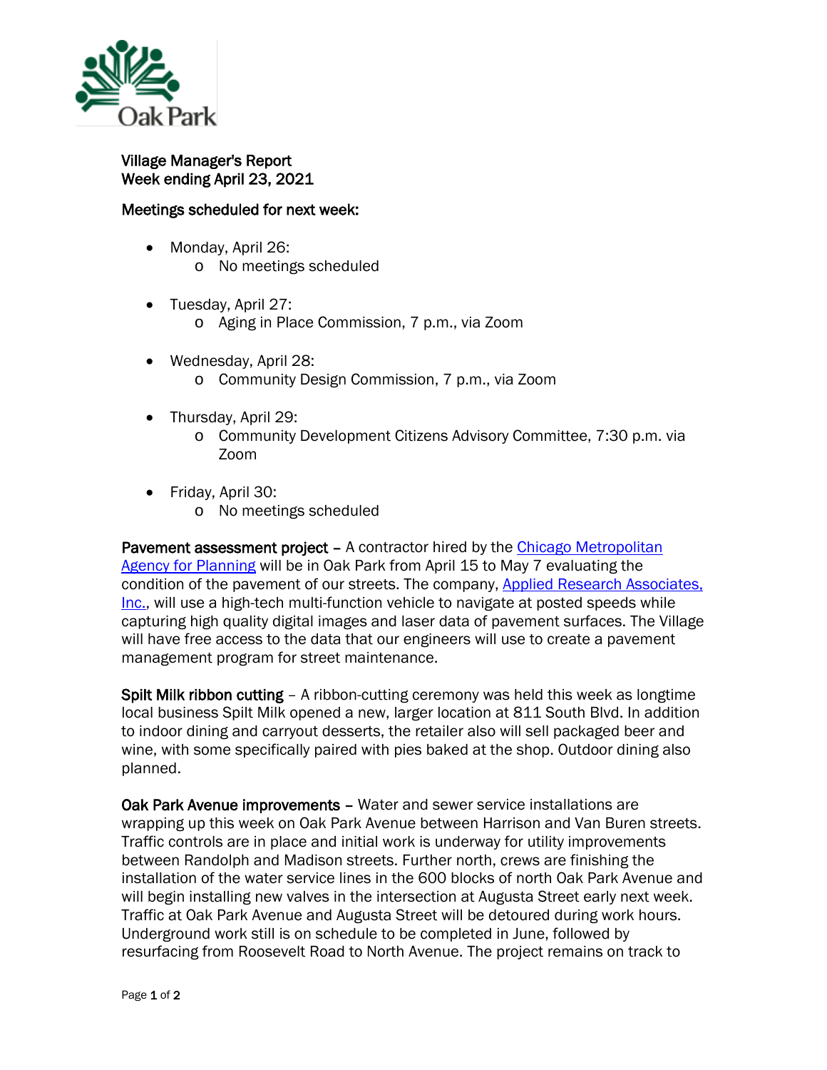Oak Park

Village Manager's Report
Week ending April 23, 2021

Meetings scheduled for next week:

- Monday, April 26:
  - No meetings scheduled
- Tuesday, April 27:
  - Aging in Place Commission, 7 p.m., via Zoom
- Wednesday, April 28:
  - Community Design Commission, 7 p.m., via Zoom
- Thursday, April 29:
  - Community Development Citizens Advisory Committee, 7:30 p.m. via Zoom
- Friday, April 30:
  - No meetings scheduled

**Pavement assessment project** – A contractor hired by the Chicago Metropolitan Agency for Planning will be in Oak Park from April 15 to May 7 evaluating the condition of the pavement of our streets. The company, Applied Research Associates, Inc., will use a high-tech multi-function vehicle to navigate at posted speeds while capturing high quality digital images and laser data of pavement surfaces. The Village will have free access to the data that our engineers will use to create a pavement management program for street maintenance.

**Spilt Milk ribbon cutting** – A ribbon-cutting ceremony was held this week as longtime local business Spilt Milk opened a new, larger location at 811 South Blvd. In addition to indoor dining and carryout desserts, the retailer also will sell packaged beer and wine, with some specifically paired with pies baked at the shop. Outdoor dining also planned.

**Oak Park Avenue improvements** – Water and sewer service installations are wrapping up this week on Oak Park Avenue between Harrison and Van Buren streets. Traffic controls are in place and initial work is underway for utility improvements between Randolph and Madison streets. Further north, crews are finishing the installation of the water service lines in the 600 blocks of north Oak Park Avenue and will begin installing new valves in the intersection at Augusta Street early next week. Traffic at Oak Park Avenue and Augusta Street will be detoured during work hours. Underground work still is on schedule to be completed in June, followed by resurfacing from Roosevelt Road to North Avenue. The project remains on track to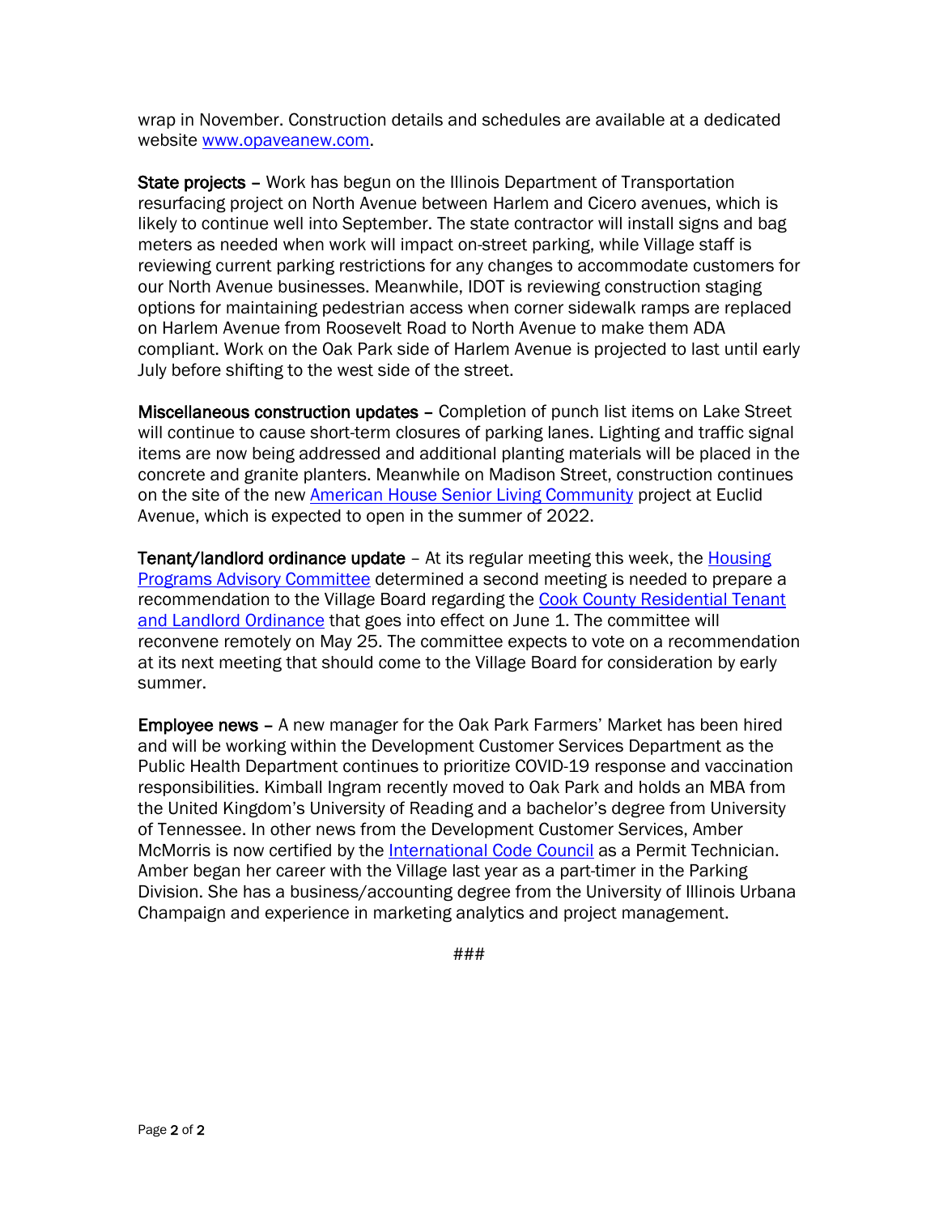wrap in November. Construction details and schedules are available at a dedicated website [www.opaveanew.com](www.opaveanew.com).

**State projects** – Work has begun on the Illinois Department of Transportation resurfacing project on North Avenue between Harlem and Cicero avenues, which is likely to continue well into September. The state contractor will install signs and bag meters as needed when work will impact on-street parking, while Village staff is reviewing current parking restrictions for any changes to accommodate customers for our North Avenue businesses. Meanwhile, IDOT is reviewing construction staging options for maintaining pedestrian access when corner sidewalk ramps are replaced on Harlem Avenue from Roosevelt Road to North Avenue to make them ADA compliant. Work on the Oak Park side of Harlem Avenue is projected to last until early July before shifting to the west side of the street.

**Miscellaneous construction updates** – Completion of punch list items on Lake Street will continue to cause short-term closures of parking lanes. Lighting and traffic signal items are now being addressed and additional planting materials will be placed in the concrete and granite planters. Meanwhile on Madison Street, construction continues on the site of the new American House Senior Living Community project at Euclid Avenue, which is expected to open in the summer of 2022.

**Tenant/landlord ordinance update** – At its regular meeting this week, the Housing Programs Advisory Committee determined a second meeting is needed to prepare a recommendation to the Village Board regarding the Cook County Residential Tenant and Landlord Ordinance that goes into effect on June 1. The committee will reconvene remotely on May 25. The committee expects to vote on a recommendation at its next meeting that should come to the Village Board for consideration by early summer.

**Employee news** – A new manager for the Oak Park Farmers' Market has been hired and will be working within the Development Customer Services Department as the Public Health Department continues to prioritize COVID-19 response and vaccination responsibilities. Kimball Ingram recently moved to Oak Park and holds an MBA from the United Kingdom's University of Reading and a bachelor's degree from University of Tennessee. In other news from the Development Customer Services, Amber McMorris is now certified by the International Code Council as a Permit Technician. Amber began her career with the Village last year as a part-timer in the Parking Division. She has a business/accounting degree from the University of Illinois Urbana Champaign and experience in marketing analytics and project management.

###